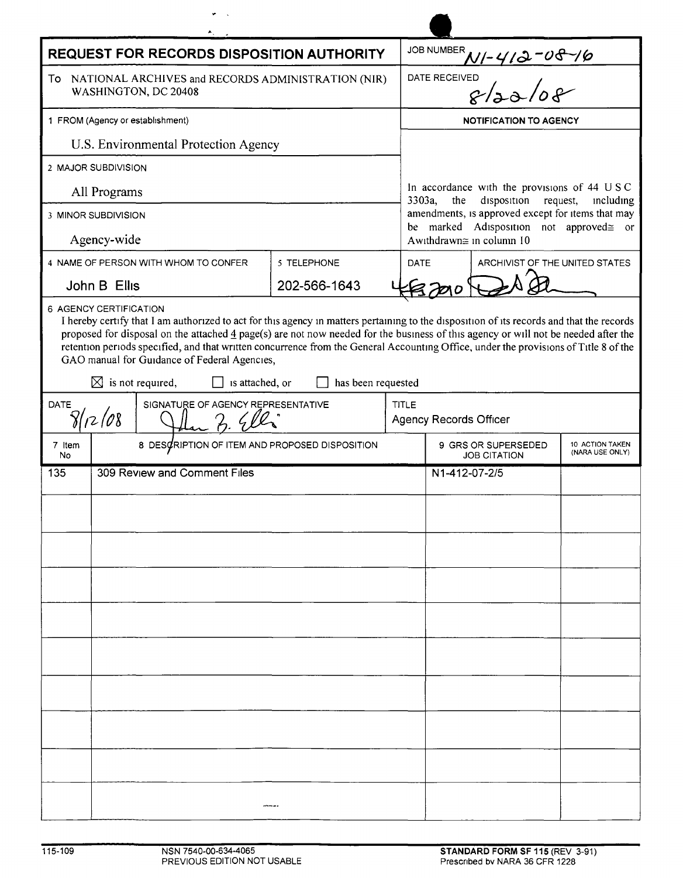# REQUEST FOR RECORDS DISPOSITION AUTHORITY

**JOB NUMBER** N1-412-08-16

**To** NATIONAL ARCHIVES and RECORDS ADMINISTRATION (NIR)
WASHINGTON, DC 20408

**DATE RECEIVED** 8/22/08

**1 FROM (Agency or establishment)**
U.S. Environmental Protection Agency

**2 MAJOR SUBDIVISION**
All Programs

**3 MINOR SUBDIVISION**
Agency-wide

**NOTIFICATION TO AGENCY**

In accordance with the provisions of 44 U S C 3303a, the disposition request, including amendments, is approved except for items that may be marked Adisposition not approved≅ or Awithdrawn≅ in column 10

| 4 NAME OF PERSON WITH WHOM TO CONFER | 5 TELEPHONE | DATE | ARCHIVIST OF THE UNITED STATES |
|---|---|---|---|
| John B Ellis | 202-566-1643 | 4 Feb 2010 | [signature] |

**6 AGENCY CERTIFICATION**

I hereby certify that I am authorized to act for this agency in matters pertaining to the disposition of its records and that the records proposed for disposal on the attached 4 page(s) are not now needed for the business of this agency or will not be needed after the retention periods specified, and that written concurrence from the General Accounting Office, under the provisions of Title 8 of the GAO manual for Guidance of Federal Agencies,

☒ is not required, ☐ is attached, or ☐ has been requested

| DATE | SIGNATURE OF AGENCY REPRESENTATIVE | TITLE |
|---|---|---|
| 8/12/08 | [signature] John B. Ellis | Agency Records Officer |

| 7 Item No | 8 DESCRIPTION OF ITEM AND PROPOSED DISPOSITION | 9 GRS OR SUPERSEDED JOB CITATION | 10 ACTION TAKEN (NARA USE ONLY) |
|---|---|---|---|
| 135 | 309 Review and Comment Files | N1-412-07-2/5 | |

115-109 NSN 7540-00-634-4065 PREVIOUS EDITION NOT USABLE

**STANDARD FORM SF 115** (REV 3-91) Prescribed by NARA 36 CFR 1228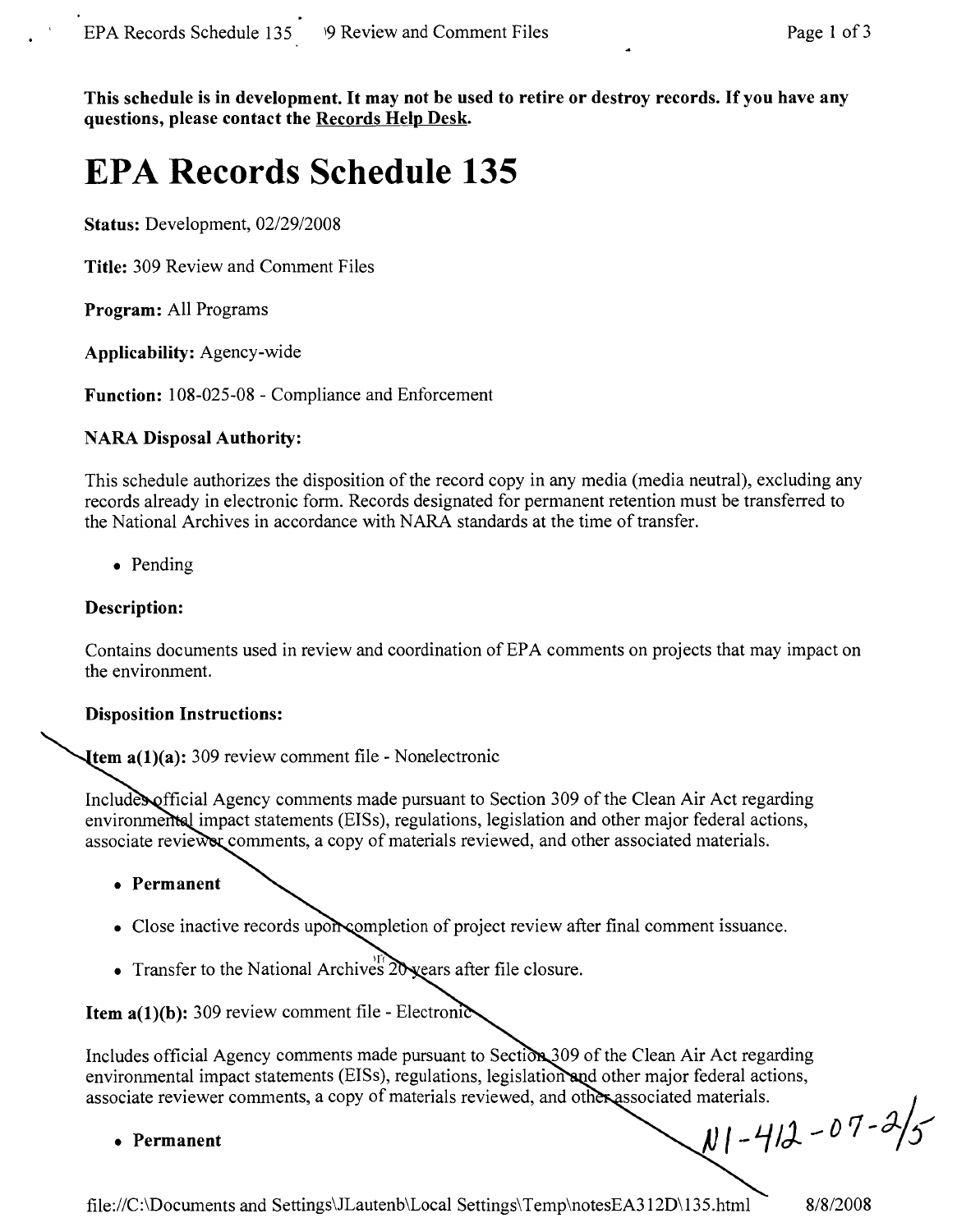This schedule is in development. It may not be used to retire or destroy records. If you have any questions, please contact the Records Help Desk.

# EPA Records Schedule 135

**Status:** Development, 02/29/2008

**Title:** 309 Review and Comment Files

**Program:** All Programs

**Applicability:** Agency-wide

**Function:** 108-025-08 - Compliance and Enforcement

### NARA Disposal Authority:

This schedule authorizes the disposition of the record copy in any media (media neutral), excluding any records already in electronic form. Records designated for permanent retention must be transferred to the National Archives in accordance with NARA standards at the time of transfer.

- Pending

### Description:

Contains documents used in review and coordination of EPA comments on projects that may impact on the environment.

### Disposition Instructions:

**Item a(1)(a):** 309 review comment file - Nonelectronic

Includes official Agency comments made pursuant to Section 309 of the Clean Air Act regarding environmental impact statements (EISs), regulations, legislation and other major federal actions, associate reviewer comments, a copy of materials reviewed, and other associated materials.

- **Permanent**
- Close inactive records upon completion of project review after final comment issuance.
- Transfer to the National Archives 20 years after file closure.

**Item a(1)(b):** 309 review comment file - Electronic

Includes official Agency comments made pursuant to Section 309 of the Clean Air Act regarding environmental impact statements (EISs), regulations, legislation and other major federal actions, associate reviewer comments, a copy of materials reviewed, and other associated materials.

- **Permanent**

N1-412-07-2/5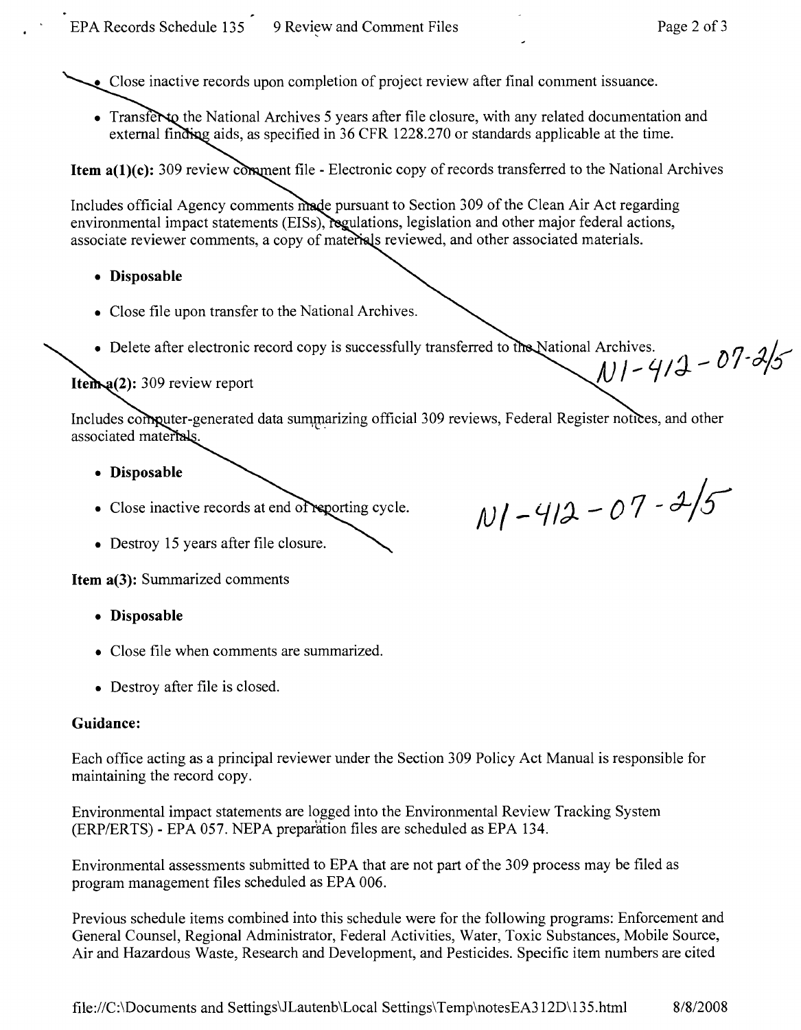- Close inactive records upon completion of project review after final comment issuance.
- Transfer to the National Archives 5 years after file closure, with any related documentation and external finding aids, as specified in 36 CFR 1228.270 or standards applicable at the time.

**Item a(1)(c):** 309 review comment file - Electronic copy of records transferred to the National Archives

Includes official Agency comments made pursuant to Section 309 of the Clean Air Act regarding environmental impact statements (EISs), regulations, legislation and other major federal actions, associate reviewer comments, a copy of materials reviewed, and other associated materials.

- **Disposable**
- Close file upon transfer to the National Archives.
- Delete after electronic record copy is successfully transferred to the National Archives.

N1-412-07-2/5

**Item a(2):** 309 review report

Includes computer-generated data summarizing official 309 reviews, Federal Register notices, and other associated materials.

- **Disposable**
- Close inactive records at end of reporting cycle.
- Destroy 15 years after file closure.

N1-412-07-2/5

**Item a(3):** Summarized comments

- **Disposable**
- Close file when comments are summarized.
- Destroy after file is closed.

**Guidance:**

Each office acting as a principal reviewer under the Section 309 Policy Act Manual is responsible for maintaining the record copy.

Environmental impact statements are logged into the Environmental Review Tracking System (ERP/ERTS) - EPA 057. NEPA preparation files are scheduled as EPA 134.

Environmental assessments submitted to EPA that are not part of the 309 process may be filed as program management files scheduled as EPA 006.

Previous schedule items combined into this schedule were for the following programs: Enforcement and General Counsel, Regional Administrator, Federal Activities, Water, Toxic Substances, Mobile Source, Air and Hazardous Waste, Research and Development, and Pesticides. Specific item numbers are cited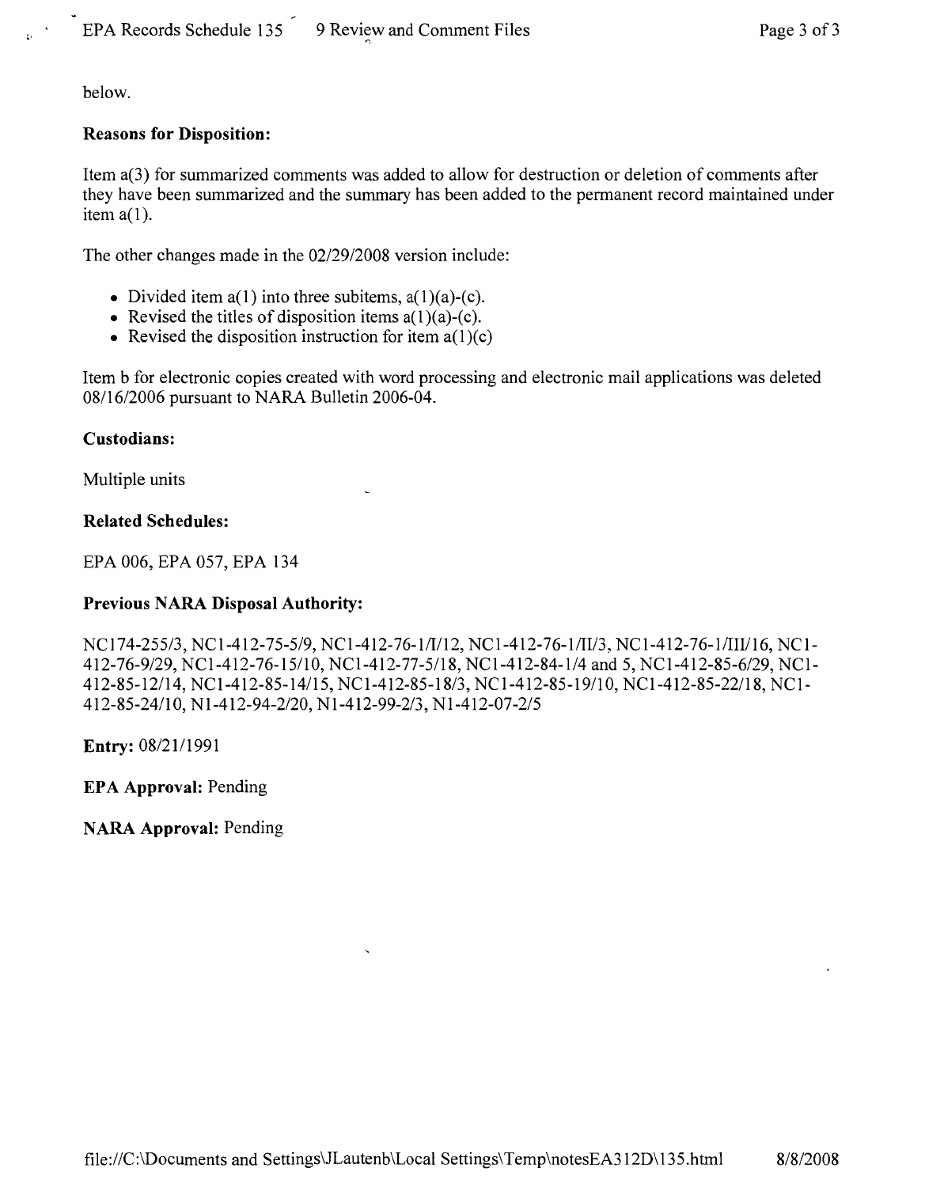below.

**Reasons for Disposition:**

Item a(3) for summarized comments was added to allow for destruction or deletion of comments after they have been summarized and the summary has been added to the permanent record maintained under item a(1).

The other changes made in the 02/29/2008 version include:

- Divided item a(1) into three subitems, a(1)(a)-(c).
- Revised the titles of disposition items a(1)(a)-(c).
- Revised the disposition instruction for item a(1)(c)

Item b for electronic copies created with word processing and electronic mail applications was deleted 08/16/2006 pursuant to NARA Bulletin 2006-04.

**Custodians:**

Multiple units

**Related Schedules:**

EPA 006, EPA 057, EPA 134

**Previous NARA Disposal Authority:**

NC174-255/3, NC1-412-75-5/9, NC1-412-76-1/I/12, NC1-412-76-1/II/3, NC1-412-76-1/III/16, NC1-412-76-9/29, NC1-412-76-15/10, NC1-412-77-5/18, NC1-412-84-1/4 and 5, NC1-412-85-6/29, NC1-412-85-12/14, NC1-412-85-14/15, NC1-412-85-18/3, NC1-412-85-19/10, NC1-412-85-22/18, NC1-412-85-24/10, N1-412-94-2/20, N1-412-99-2/3, N1-412-07-2/5

**Entry:** 08/21/1991

**EPA Approval:** Pending

**NARA Approval:** Pending